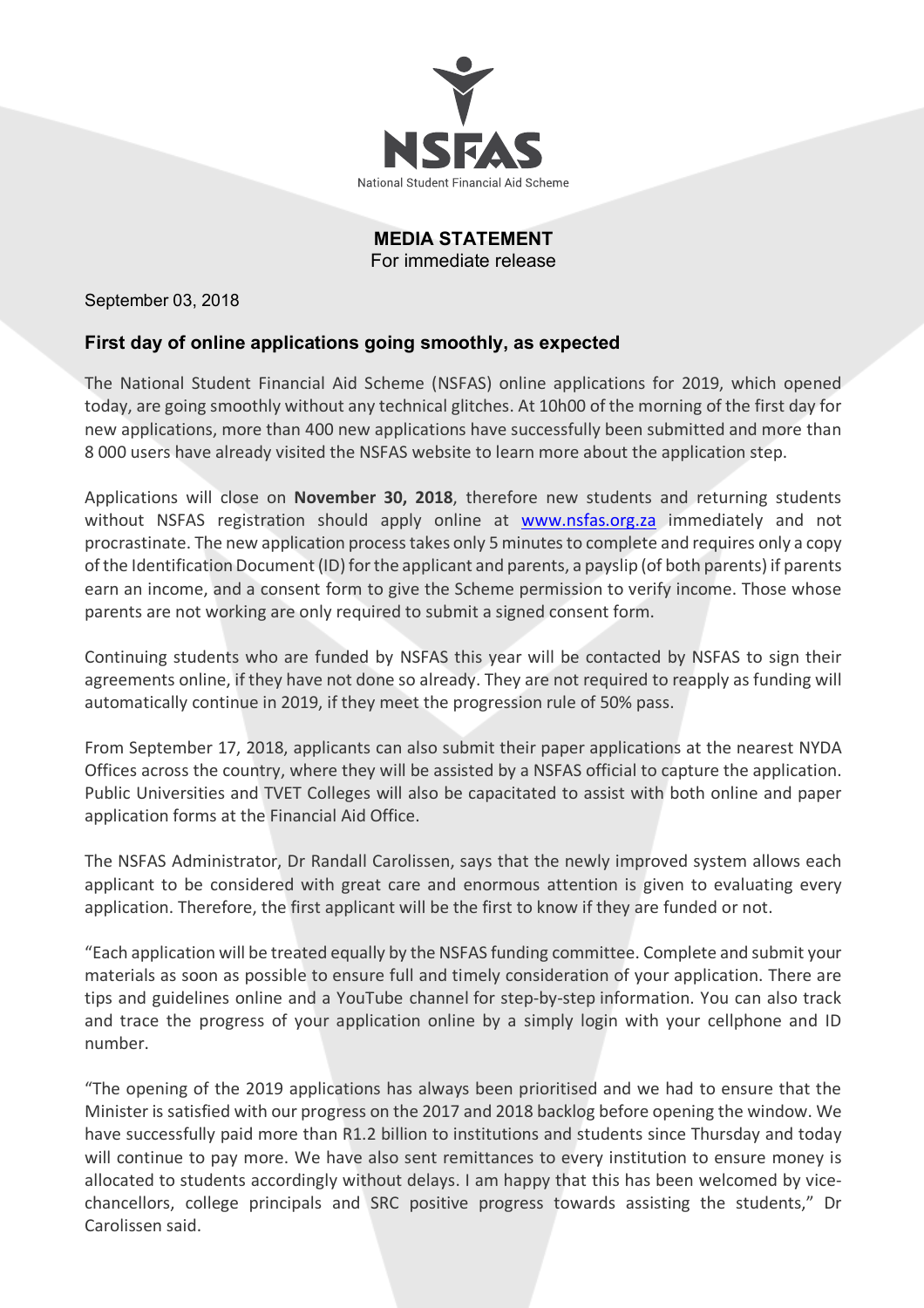NSFAS

National Student Financial Aid Scheme

**MEDIA STATEMENT**

For immediate release

September 03, 2018

## First day of online applications going smoothly, as expected

The National Student Financial Aid Scheme (NSFAS) online applications for 2019, which opened today, are going smoothly without any technical glitches. At 10h00 of the morning of the first day for new applications, more than 400 new applications have successfully been submitted and more than 8 000 users have already visited the NSFAS website to learn more about the application step.

Applications will close on **November 30, 2018**, therefore new students and returning students without NSFAS registration should apply online at [www.nsfas.org.za](http://www.nsfas.org.za) immediately and not procrastinate. The new application process takes only 5 minutes to complete and requires only a copy of the Identification Document (ID) for the applicant and parents, a payslip (of both parents) if parents earn an income, and a consent form to give the Scheme permission to verify income. Those whose parents are not working are only required to submit a signed consent form.

Continuing students who are funded by NSFAS this year will be contacted by NSFAS to sign their agreements online, if they have not done so already. They are not required to reapply as funding will automatically continue in 2019, if they meet the progression rule of 50% pass.

From September 17, 2018, applicants can also submit their paper applications at the nearest NYDA Offices across the country, where they will be assisted by a NSFAS official to capture the application. Public Universities and TVET Colleges will also be capacitated to assist with both online and paper application forms at the Financial Aid Office.

The NSFAS Administrator, Dr Randall Carolissen, says that the newly improved system allows each applicant to be considered with great care and enormous attention is given to evaluating every application. Therefore, the first applicant will be the first to know if they are funded or not.

“Each application will be treated equally by the NSFAS funding committee. Complete and submit your materials as soon as possible to ensure full and timely consideration of your application. There are tips and guidelines online and a YouTube channel for step-by-step information. You can also track and trace the progress of your application online by a simply login with your cellphone and ID number.

“The opening of the 2019 applications has always been prioritised and we had to ensure that the Minister is satisfied with our progress on the 2017 and 2018 backlog before opening the window. We have successfully paid more than R1.2 billion to institutions and students since Thursday and today will continue to pay more. We have also sent remittances to every institution to ensure money is allocated to students accordingly without delays. I am happy that this has been welcomed by vice-chancellors, college principals and SRC positive progress towards assisting the students,” Dr Carolissen said.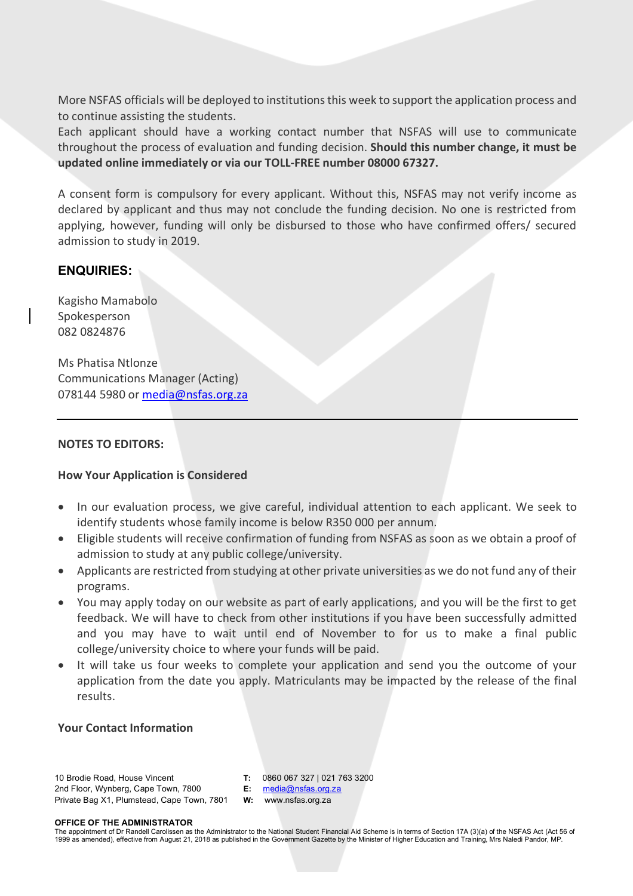More NSFAS officials will be deployed to institutions this week to support the application process and to continue assisting the students.

Each applicant should have a working contact number that NSFAS will use to communicate throughout the process of evaluation and funding decision. **Should this number change, it must be updated online immediately or via our TOLL-FREE number 08000 67327.**

A consent form is compulsory for every applicant. Without this, NSFAS may not verify income as declared by applicant and thus may not conclude the funding decision. No one is restricted from applying, however, funding will only be disbursed to those who have confirmed offers/ secured admission to study in 2019.

## ENQUIRIES:

Kagisho Mamabolo
Spokesperson
082 0824876

Ms Phatisa Ntlonze
Communications Manager (Acting)
078144 5980 or media@nsfas.org.za

---

**NOTES TO EDITORS:**

**How Your Application is Considered**

- In our evaluation process, we give careful, individual attention to each applicant. We seek to identify students whose family income is below R350 000 per annum.
- Eligible students will receive confirmation of funding from NSFAS as soon as we obtain a proof of admission to study at any public college/university.
- Applicants are restricted from studying at other private universities as we do not fund any of their programs.
- You may apply today on our website as part of early applications, and you will be the first to get feedback. We will have to check from other institutions if you have been successfully admitted and you may have to wait until end of November to for us to make a final public college/university choice to where your funds will be paid.
- It will take us four weeks to complete your application and send you the outcome of your application from the date you apply. Matriculants may be impacted by the release of the final results.

**Your Contact Information**

10 Brodie Road, House Vincent
2nd Floor, Wynberg, Cape Town, 7800
Private Bag X1, Plumstead, Cape Town, 7801

**T:** 0860 067 327 | 021 763 3200
**E:** media@nsfas.org.za
**W:** www.nsfas.org.za

**OFFICE OF THE ADMINISTRATOR**
The appointment of Dr Randell Carolissen as the Administrator to the National Student Financial Aid Scheme is in terms of Section 17A (3)(a) of the NSFAS Act (Act 56 of 1999 as amended), effective from August 21, 2018 as published in the Government Gazette by the Minister of Higher Education and Training, Mrs Naledi Pandor, MP.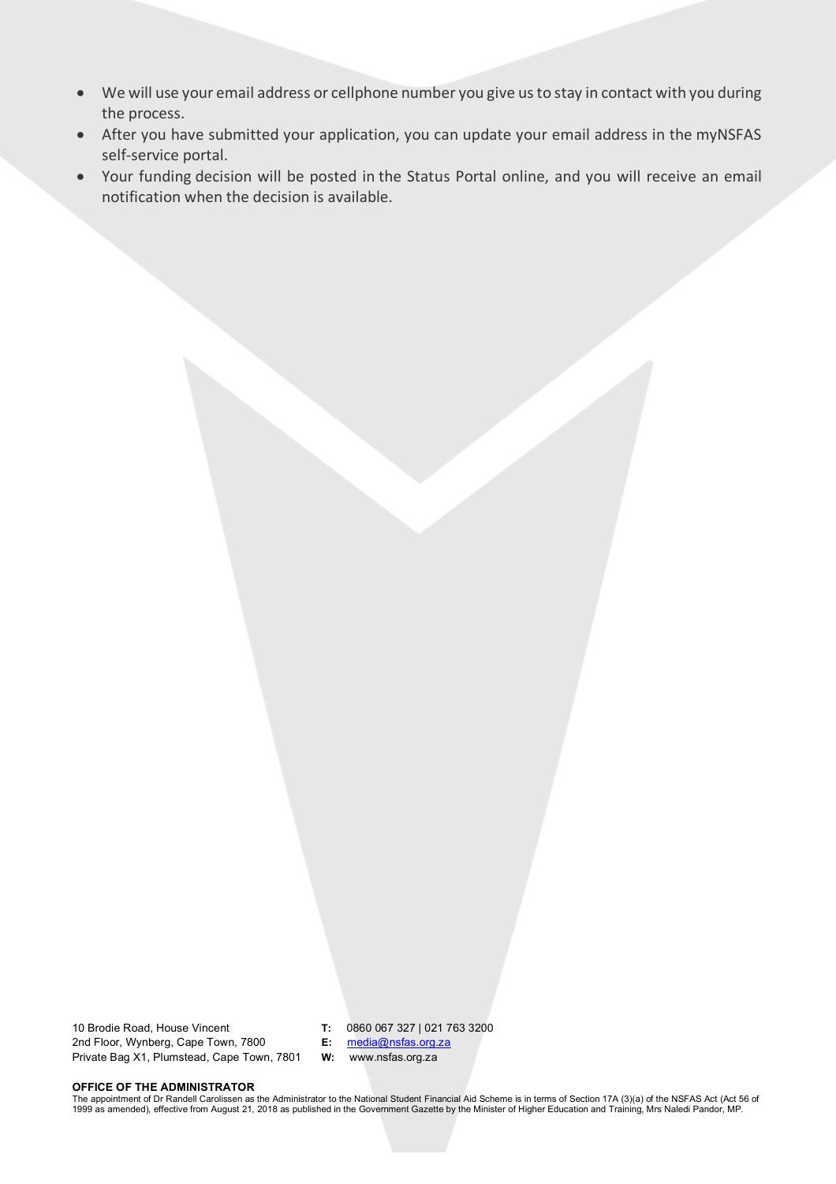- We will use your email address or cellphone number you give us to stay in contact with you during the process.
- After you have submitted your application, you can update your email address in the myNSFAS self-service portal.
- Your funding decision will be posted in the Status Portal online, and you will receive an email notification when the decision is available.

10 Brodie Road, House Vincent
2nd Floor, Wynberg, Cape Town, 7800
Private Bag X1, Plumstead, Cape Town, 7801

**T:** 0860 067 327 | 021 763 3200
**E:** media@nsfas.org.za
**W:** www.nsfas.org.za

**OFFICE OF THE ADMINISTRATOR**
The appointment of Dr Randell Carolissen as the Administrator to the National Student Financial Aid Scheme is in terms of Section 17A (3)(a) of the NSFAS Act (Act 56 of 1999 as amended), effective from August 21, 2018 as published in the Government Gazette by the Minister of Higher Education and Training, Mrs Naledi Pandor, MP.